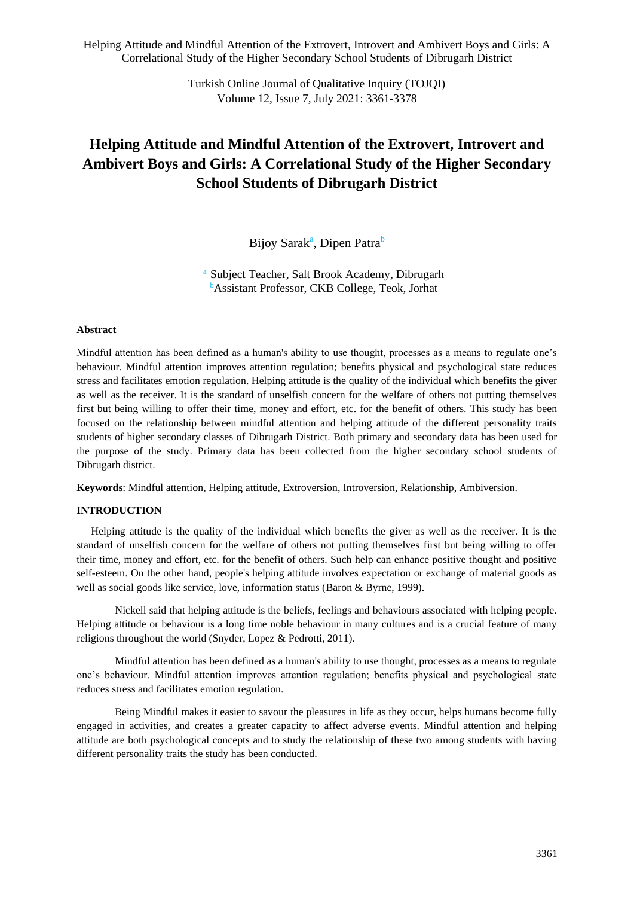# Helping Attitude and Mindful Attention of the Extrovert, Introvert and Ambivert Boys and Girls: A Correlational Study of the Higher Secondary School Students of Dibrugarh District

Bijoy Sarak[a], Dipen Patra[b]

[a] Subject Teacher, Salt Brook Academy, Dibrugarh
[b]Assistant Professor, CKB College, Teok, Jorhat

### Abstract

Mindful attention has been defined as a human's ability to use thought, processes as a means to regulate one's behaviour. Mindful attention improves attention regulation; benefits physical and psychological state reduces stress and facilitates emotion regulation. Helping attitude is the quality of the individual which benefits the giver as well as the receiver. It is the standard of unselfish concern for the welfare of others not putting themselves first but being willing to offer their time, money and effort, etc. for the benefit of others. This study has been focused on the relationship between mindful attention and helping attitude of the different personality traits students of higher secondary classes of Dibrugarh District. Both primary and secondary data has been used for the purpose of the study. Primary data has been collected from the higher secondary school students of Dibrugarh district.

**Keywords**: Mindful attention, Helping attitude, Extroversion, Introversion, Relationship, Ambiversion.

## INTRODUCTION

Helping attitude is the quality of the individual which benefits the giver as well as the receiver. It is the standard of unselfish concern for the welfare of others not putting themselves first but being willing to offer their time, money and effort, etc. for the benefit of others. Such help can enhance positive thought and positive self-esteem. On the other hand, people's helping attitude involves expectation or exchange of material goods as well as social goods like service, love, information status (Baron & Byrne, 1999).

Nickell said that helping attitude is the beliefs, feelings and behaviours associated with helping people. Helping attitude or behaviour is a long time noble behaviour in many cultures and is a crucial feature of many religions throughout the world (Snyder, Lopez & Pedrotti, 2011).

Mindful attention has been defined as a human's ability to use thought, processes as a means to regulate one's behaviour. Mindful attention improves attention regulation; benefits physical and psychological state reduces stress and facilitates emotion regulation.

Being Mindful makes it easier to savour the pleasures in life as they occur, helps humans become fully engaged in activities, and creates a greater capacity to affect adverse events. Mindful attention and helping attitude are both psychological concepts and to study the relationship of these two among students with having different personality traits the study has been conducted.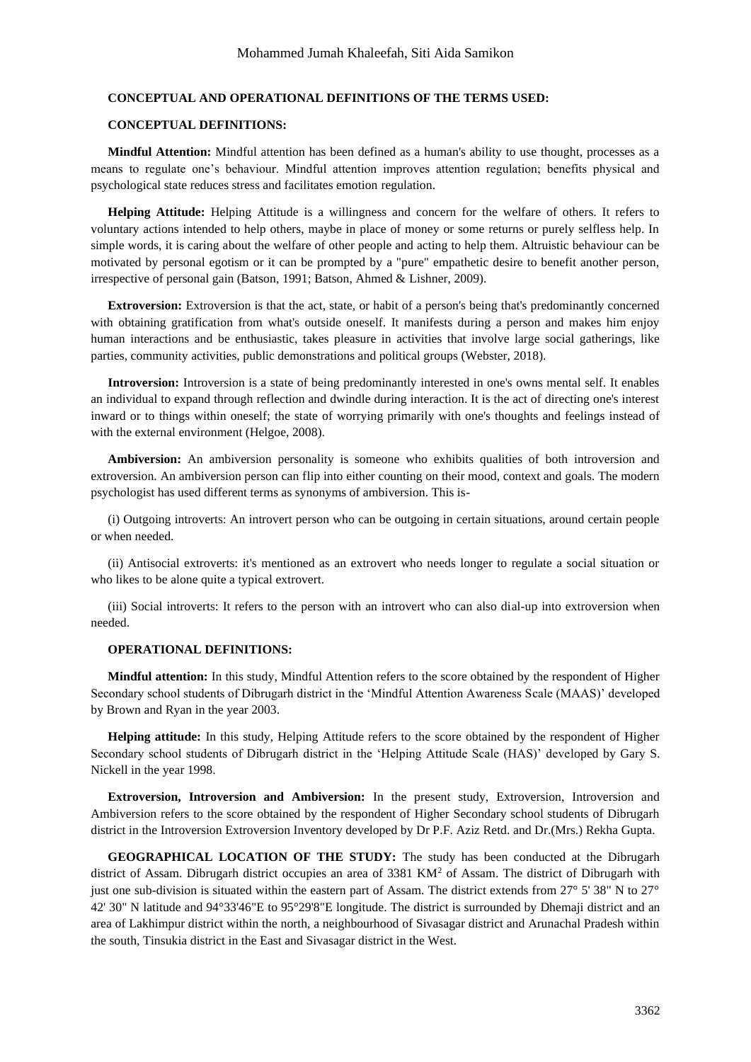**CONCEPTUAL AND OPERATIONAL DEFINITIONS OF THE TERMS USED:**

**CONCEPTUAL DEFINITIONS:**

**Mindful Attention:** Mindful attention has been defined as a human's ability to use thought, processes as a means to regulate one's behaviour. Mindful attention improves attention regulation; benefits physical and psychological state reduces stress and facilitates emotion regulation.

**Helping Attitude:** Helping Attitude is a willingness and concern for the welfare of others. It refers to voluntary actions intended to help others, maybe in place of money or some returns or purely selfless help. In simple words, it is caring about the welfare of other people and acting to help them. Altruistic behaviour can be motivated by personal egotism or it can be prompted by a "pure" empathetic desire to benefit another person, irrespective of personal gain (Batson, 1991; Batson, Ahmed & Lishner, 2009).

**Extroversion:** Extroversion is that the act, state, or habit of a person's being that's predominantly concerned with obtaining gratification from what's outside oneself. It manifests during a person and makes him enjoy human interactions and be enthusiastic, takes pleasure in activities that involve large social gatherings, like parties, community activities, public demonstrations and political groups (Webster, 2018).

**Introversion:** Introversion is a state of being predominantly interested in one's owns mental self. It enables an individual to expand through reflection and dwindle during interaction. It is the act of directing one's interest inward or to things within oneself; the state of worrying primarily with one's thoughts and feelings instead of with the external environment (Helgoe, 2008).

**Ambiversion:** An ambiversion personality is someone who exhibits qualities of both introversion and extroversion. An ambiversion person can flip into either counting on their mood, context and goals. The modern psychologist has used different terms as synonyms of ambiversion. This is-

(i) Outgoing introverts: An introvert person who can be outgoing in certain situations, around certain people or when needed.

(ii) Antisocial extroverts: it's mentioned as an extrovert who needs longer to regulate a social situation or who likes to be alone quite a typical extrovert.

(iii) Social introverts: It refers to the person with an introvert who can also dial-up into extroversion when needed.

**OPERATIONAL DEFINITIONS:**

**Mindful attention:** In this study, Mindful Attention refers to the score obtained by the respondent of Higher Secondary school students of Dibrugarh district in the 'Mindful Attention Awareness Scale (MAAS)' developed by Brown and Ryan in the year 2003.

**Helping attitude:** In this study, Helping Attitude refers to the score obtained by the respondent of Higher Secondary school students of Dibrugarh district in the 'Helping Attitude Scale (HAS)' developed by Gary S. Nickell in the year 1998.

**Extroversion, Introversion and Ambiversion:** In the present study, Extroversion, Introversion and Ambiversion refers to the score obtained by the respondent of Higher Secondary school students of Dibrugarh district in the Introversion Extroversion Inventory developed by Dr P.F. Aziz Retd. and Dr.(Mrs.) Rekha Gupta.

**GEOGRAPHICAL LOCATION OF THE STUDY:** The study has been conducted at the Dibrugarh district of Assam. Dibrugarh district occupies an area of 3381 $KM^2$ of Assam. The district of Dibrugarh with just one sub-division is situated within the eastern part of Assam. The district extends from 27° 5' 38" N to 27° 42' 30" N latitude and 94°33'46"E to 95°29'8"E longitude. The district is surrounded by Dhemaji district and an area of Lakhimpur district within the north, a neighbourhood of Sivasagar district and Arunachal Pradesh within the south, Tinsukia district in the East and Sivasagar district in the West.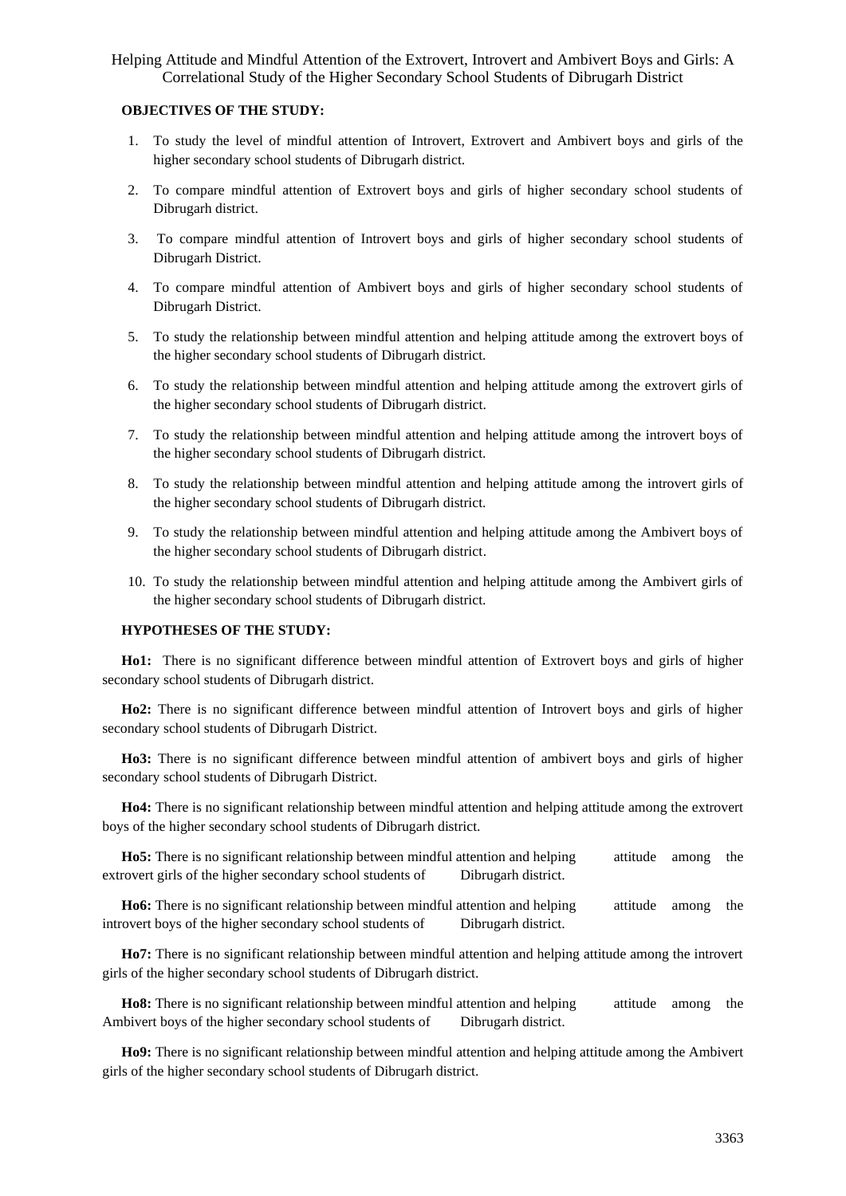**OBJECTIVES OF THE STUDY:**

1. To study the level of mindful attention of Introvert, Extrovert and Ambivert boys and girls of the higher secondary school students of Dibrugarh district.
2. To compare mindful attention of Extrovert boys and girls of higher secondary school students of Dibrugarh district.
3. To compare mindful attention of Introvert boys and girls of higher secondary school students of Dibrugarh District.
4. To compare mindful attention of Ambivert boys and girls of higher secondary school students of Dibrugarh District.
5. To study the relationship between mindful attention and helping attitude among the extrovert boys of the higher secondary school students of Dibrugarh district.
6. To study the relationship between mindful attention and helping attitude among the extrovert girls of the higher secondary school students of Dibrugarh district.
7. To study the relationship between mindful attention and helping attitude among the introvert boys of the higher secondary school students of Dibrugarh district.
8. To study the relationship between mindful attention and helping attitude among the introvert girls of the higher secondary school students of Dibrugarh district.
9. To study the relationship between mindful attention and helping attitude among the Ambivert boys of the higher secondary school students of Dibrugarh district.
10. To study the relationship between mindful attention and helping attitude among the Ambivert girls of the higher secondary school students of Dibrugarh district.

**HYPOTHESES OF THE STUDY:**

**Ho1:** There is no significant difference between mindful attention of Extrovert boys and girls of higher secondary school students of Dibrugarh district.

**Ho2:** There is no significant difference between mindful attention of Introvert boys and girls of higher secondary school students of Dibrugarh District.

**Ho3:** There is no significant difference between mindful attention of ambivert boys and girls of higher secondary school students of Dibrugarh District.

**Ho4:** There is no significant relationship between mindful attention and helping attitude among the extrovert boys of the higher secondary school students of Dibrugarh district.

**Ho5:** There is no significant relationship between mindful attention and helping attitude among the extrovert girls of the higher secondary school students of Dibrugarh district.

**Ho6:** There is no significant relationship between mindful attention and helping attitude among the introvert boys of the higher secondary school students of Dibrugarh district.

**Ho7:** There is no significant relationship between mindful attention and helping attitude among the introvert girls of the higher secondary school students of Dibrugarh district.

**Ho8:** There is no significant relationship between mindful attention and helping attitude among the Ambivert boys of the higher secondary school students of Dibrugarh district.

**Ho9:** There is no significant relationship between mindful attention and helping attitude among the Ambivert girls of the higher secondary school students of Dibrugarh district.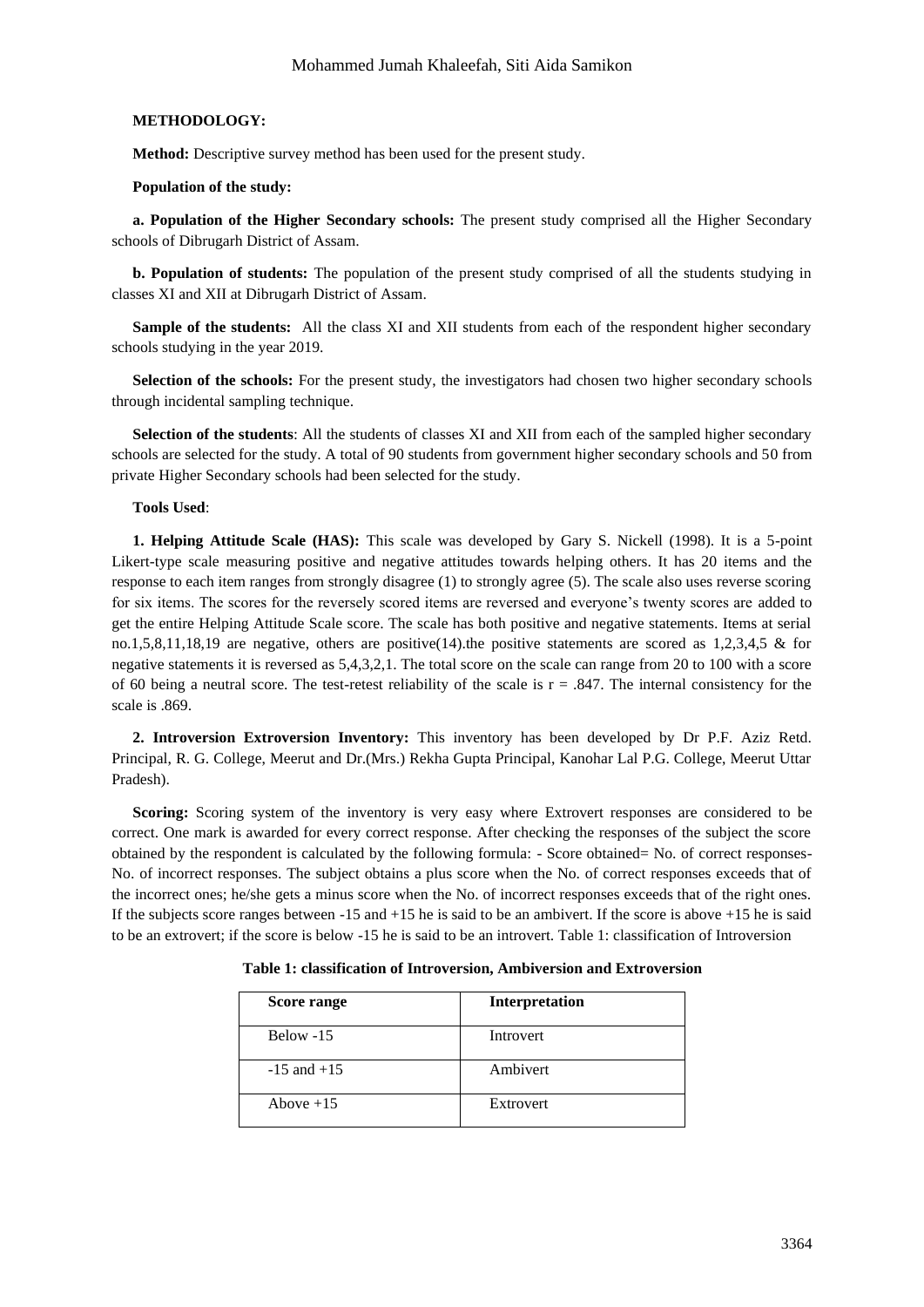**METHODOLOGY:**

**Method:** Descriptive survey method has been used for the present study.

**Population of the study:**

**a. Population of the Higher Secondary schools:** The present study comprised all the Higher Secondary schools of Dibrugarh District of Assam.

**b. Population of students:** The population of the present study comprised of all the students studying in classes XI and XII at Dibrugarh District of Assam.

**Sample of the students:** All the class XI and XII students from each of the respondent higher secondary schools studying in the year 2019.

**Selection of the schools:** For the present study, the investigators had chosen two higher secondary schools through incidental sampling technique.

**Selection of the students**: All the students of classes XI and XII from each of the sampled higher secondary schools are selected for the study. A total of 90 students from government higher secondary schools and 50 from private Higher Secondary schools had been selected for the study.

**Tools Used**:

**1. Helping Attitude Scale (HAS):** This scale was developed by Gary S. Nickell (1998). It is a 5-point Likert-type scale measuring positive and negative attitudes towards helping others. It has 20 items and the response to each item ranges from strongly disagree (1) to strongly agree (5). The scale also uses reverse scoring for six items. The scores for the reversely scored items are reversed and everyone's twenty scores are added to get the entire Helping Attitude Scale score. The scale has both positive and negative statements. Items at serial no.1,5,8,11,18,19 are negative, others are positive(14).the positive statements are scored as 1,2,3,4,5 & for negative statements it is reversed as 5,4,3,2,1. The total score on the scale can range from 20 to 100 with a score of 60 being a neutral score. The test-retest reliability of the scale is $r = .847$. The internal consistency for the scale is .869.

**2. Introversion Extroversion Inventory:** This inventory has been developed by Dr P.F. Aziz Retd. Principal, R. G. College, Meerut and Dr.(Mrs.) Rekha Gupta Principal, Kanohar Lal P.G. College, Meerut Uttar Pradesh).

**Scoring:** Scoring system of the inventory is very easy where Extrovert responses are considered to be correct. One mark is awarded for every correct response. After checking the responses of the subject the score obtained by the respondent is calculated by the following formula: - Score obtained= No. of correct responses- No. of incorrect responses. The subject obtains a plus score when the No. of correct responses exceeds that of the incorrect ones; he/she gets a minus score when the No. of incorrect responses exceeds that of the right ones. If the subjects score ranges between -15 and +15 he is said to be an ambivert. If the score is above +15 he is said to be an extrovert; if the score is below -15 he is said to be an introvert. Table 1: classification of Introversion

**Table 1: classification of Introversion, Ambiversion and Extroversion**

| Score range | Interpretation |
|---|---|
| Below -15 | Introvert |
| -15 and +15 | Ambivert |
| Above +15 | Extrovert |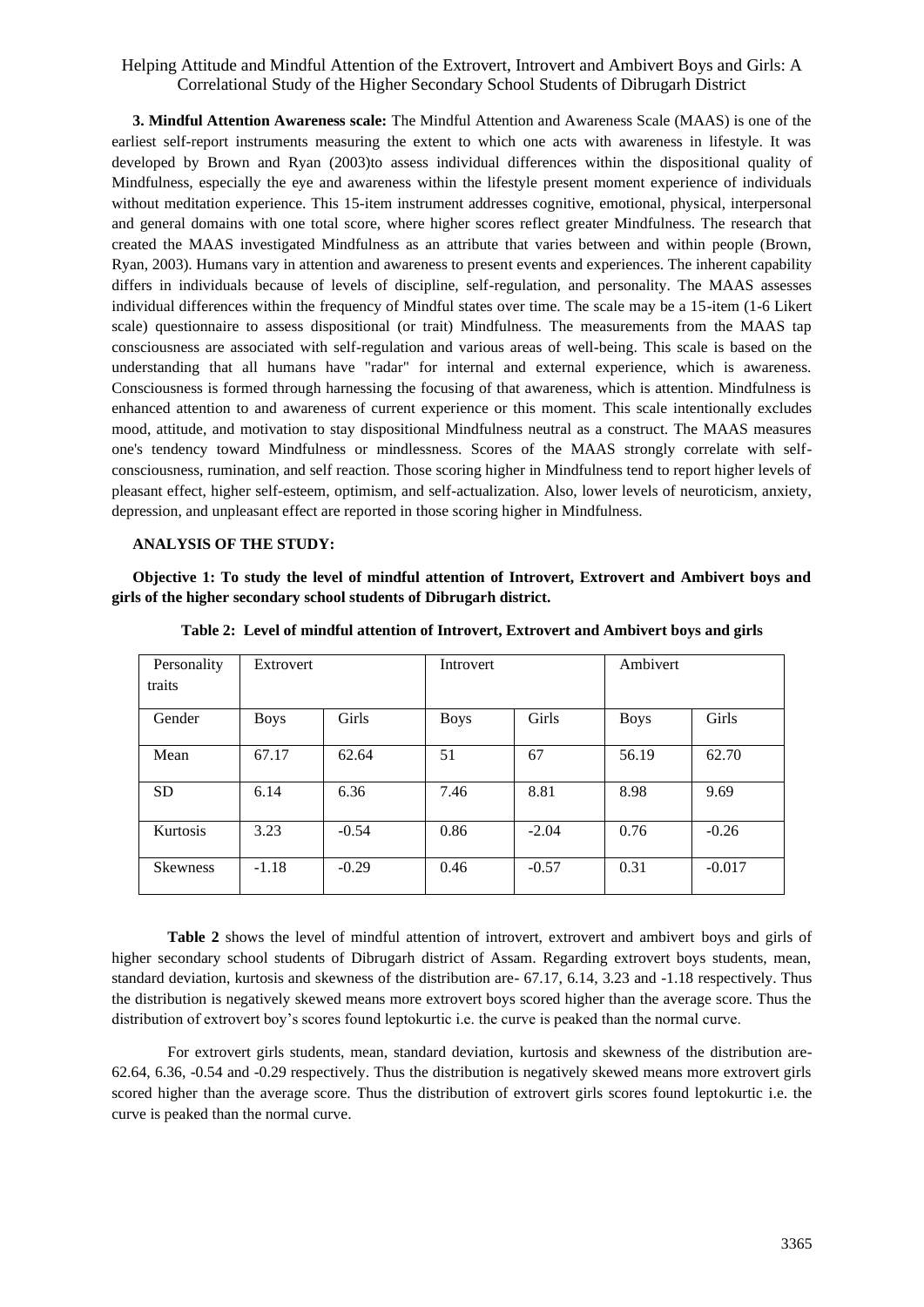**3. Mindful Attention Awareness scale:** The Mindful Attention and Awareness Scale (MAAS) is one of the earliest self-report instruments measuring the extent to which one acts with awareness in lifestyle. It was developed by Brown and Ryan (2003)to assess individual differences within the dispositional quality of Mindfulness, especially the eye and awareness within the lifestyle present moment experience of individuals without meditation experience. This 15-item instrument addresses cognitive, emotional, physical, interpersonal and general domains with one total score, where higher scores reflect greater Mindfulness. The research that created the MAAS investigated Mindfulness as an attribute that varies between and within people (Brown, Ryan, 2003). Humans vary in attention and awareness to present events and experiences. The inherent capability differs in individuals because of levels of discipline, self-regulation, and personality. The MAAS assesses individual differences within the frequency of Mindful states over time. The scale may be a 15-item (1-6 Likert scale) questionnaire to assess dispositional (or trait) Mindfulness. The measurements from the MAAS tap consciousness are associated with self-regulation and various areas of well-being. This scale is based on the understanding that all humans have "radar" for internal and external experience, which is awareness. Consciousness is formed through harnessing the focusing of that awareness, which is attention. Mindfulness is enhanced attention to and awareness of current experience or this moment. This scale intentionally excludes mood, attitude, and motivation to stay dispositional Mindfulness neutral as a construct. The MAAS measures one's tendency toward Mindfulness or mindlessness. Scores of the MAAS strongly correlate with self-consciousness, rumination, and self reaction. Those scoring higher in Mindfulness tend to report higher levels of pleasant effect, higher self-esteem, optimism, and self-actualization. Also, lower levels of neuroticism, anxiety, depression, and unpleasant effect are reported in those scoring higher in Mindfulness.

**ANALYSIS OF THE STUDY:**

**Objective 1: To study the level of mindful attention of Introvert, Extrovert and Ambivert boys and girls of the higher secondary school students of Dibrugarh district.**

**Table 2: Level of mindful attention of Introvert, Extrovert and Ambivert boys and girls**

| Personality traits | Extrovert | | Introvert | | Ambivert | |
|---|---|---|---|---|---|---|
| Gender | Boys | Girls | Boys | Girls | Boys | Girls |
| Mean | 67.17 | 62.64 | 51 | 67 | 56.19 | 62.70 |
| SD | 6.14 | 6.36 | 7.46 | 8.81 | 8.98 | 9.69 |
| Kurtosis | 3.23 | -0.54 | 0.86 | -2.04 | 0.76 | -0.26 |
| Skewness | -1.18 | -0.29 | 0.46 | -0.57 | 0.31 | -0.017 |

**Table 2** shows the level of mindful attention of introvert, extrovert and ambivert boys and girls of higher secondary school students of Dibrugarh district of Assam. Regarding extrovert boys students, mean, standard deviation, kurtosis and skewness of the distribution are- 67.17, 6.14, 3.23 and -1.18 respectively. Thus the distribution is negatively skewed means more extrovert boys scored higher than the average score. Thus the distribution of extrovert boy's scores found leptokurtic i.e. the curve is peaked than the normal curve.

For extrovert girls students, mean, standard deviation, kurtosis and skewness of the distribution are- 62.64, 6.36, -0.54 and -0.29 respectively. Thus the distribution is negatively skewed means more extrovert girls scored higher than the average score. Thus the distribution of extrovert girls scores found leptokurtic i.e. the curve is peaked than the normal curve.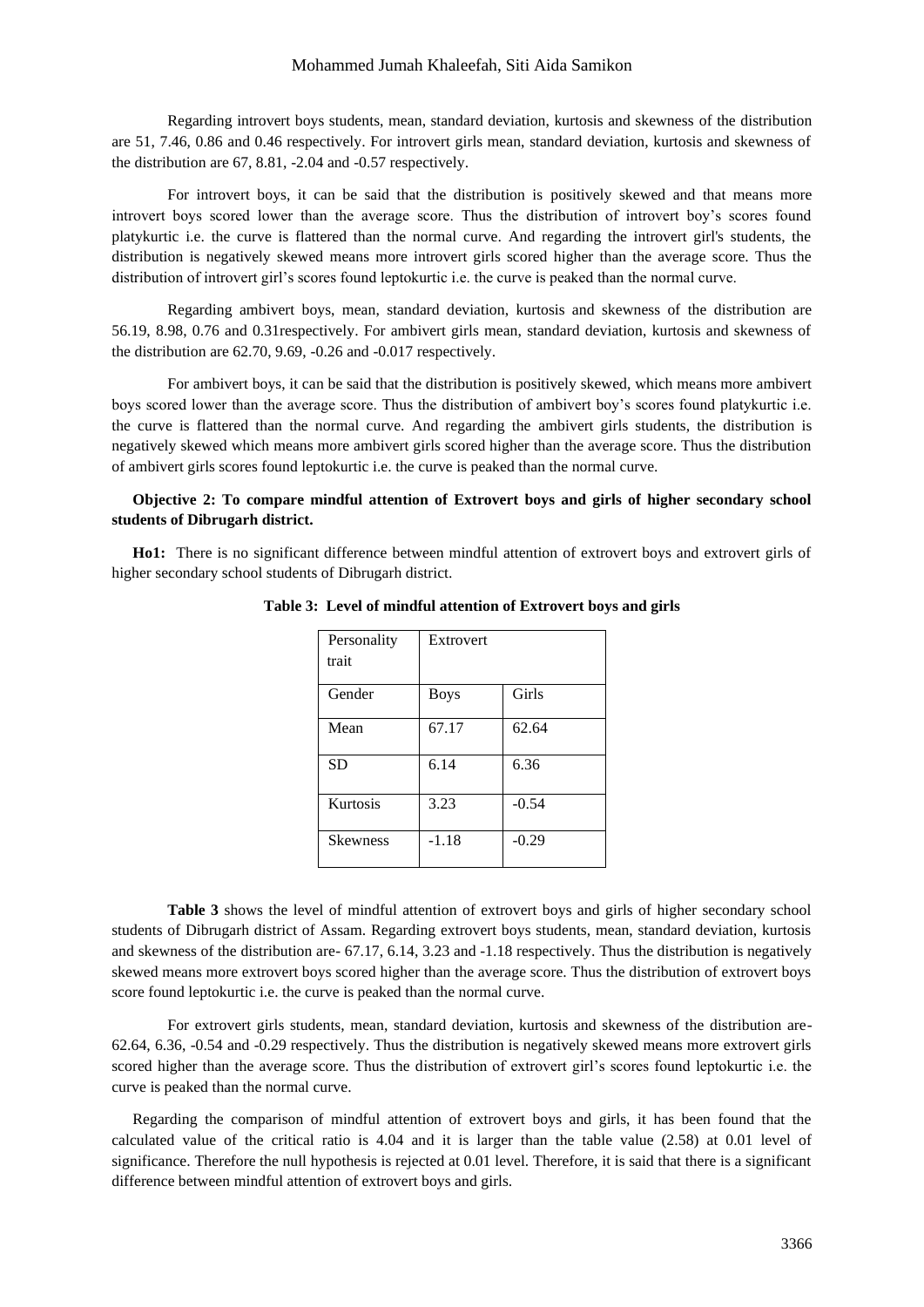Regarding introvert boys students, mean, standard deviation, kurtosis and skewness of the distribution are 51, 7.46, 0.86 and 0.46 respectively. For introvert girls mean, standard deviation, kurtosis and skewness of the distribution are 67, 8.81, -2.04 and -0.57 respectively.

For introvert boys, it can be said that the distribution is positively skewed and that means more introvert boys scored lower than the average score. Thus the distribution of introvert boy's scores found platykurtic i.e. the curve is flattered than the normal curve. And regarding the introvert girl's students, the distribution is negatively skewed means more introvert girls scored higher than the average score. Thus the distribution of introvert girl's scores found leptokurtic i.e. the curve is peaked than the normal curve.

Regarding ambivert boys, mean, standard deviation, kurtosis and skewness of the distribution are 56.19, 8.98, 0.76 and 0.31respectively. For ambivert girls mean, standard deviation, kurtosis and skewness of the distribution are 62.70, 9.69, -0.26 and -0.017 respectively.

For ambivert boys, it can be said that the distribution is positively skewed, which means more ambivert boys scored lower than the average score. Thus the distribution of ambivert boy's scores found platykurtic i.e. the curve is flattered than the normal curve. And regarding the ambivert girls students, the distribution is negatively skewed which means more ambivert girls scored higher than the average score. Thus the distribution of ambivert girls scores found leptokurtic i.e. the curve is peaked than the normal curve.

**Objective 2: To compare mindful attention of Extrovert boys and girls of higher secondary school students of Dibrugarh district.**

**Ho1:** There is no significant difference between mindful attention of extrovert boys and extrovert girls of higher secondary school students of Dibrugarh district.

**Table 3: Level of mindful attention of Extrovert boys and girls**

| Personality trait | Extrovert | |
|---|---|---|
| Gender | Boys | Girls |
| Mean | 67.17 | 62.64 |
| SD | 6.14 | 6.36 |
| Kurtosis | 3.23 | -0.54 |
| Skewness | -1.18 | -0.29 |

**Table 3** shows the level of mindful attention of extrovert boys and girls of higher secondary school students of Dibrugarh district of Assam. Regarding extrovert boys students, mean, standard deviation, kurtosis and skewness of the distribution are- 67.17, 6.14, 3.23 and -1.18 respectively. Thus the distribution is negatively skewed means more extrovert boys scored higher than the average score. Thus the distribution of extrovert boys score found leptokurtic i.e. the curve is peaked than the normal curve.

For extrovert girls students, mean, standard deviation, kurtosis and skewness of the distribution are- 62.64, 6.36, -0.54 and -0.29 respectively. Thus the distribution is negatively skewed means more extrovert girls scored higher than the average score. Thus the distribution of extrovert girl's scores found leptokurtic i.e. the curve is peaked than the normal curve.

Regarding the comparison of mindful attention of extrovert boys and girls, it has been found that the calculated value of the critical ratio is 4.04 and it is larger than the table value (2.58) at 0.01 level of significance. Therefore the null hypothesis is rejected at 0.01 level. Therefore, it is said that there is a significant difference between mindful attention of extrovert boys and girls.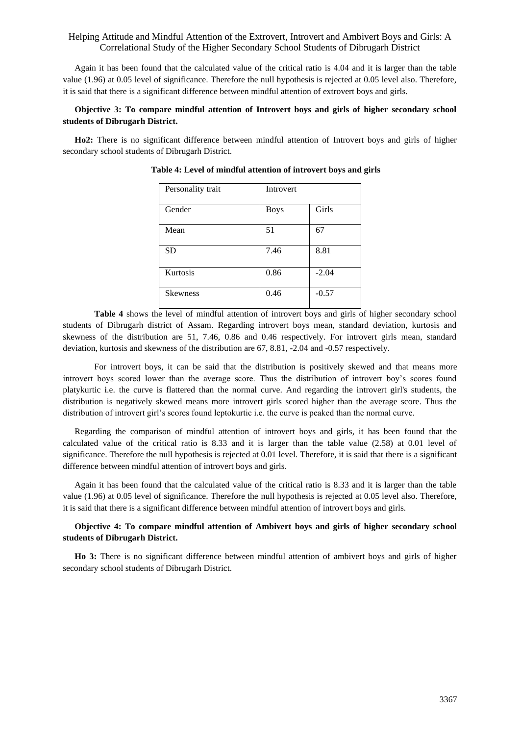Again it has been found that the calculated value of the critical ratio is 4.04 and it is larger than the table value (1.96) at 0.05 level of significance. Therefore the null hypothesis is rejected at 0.05 level also. Therefore, it is said that there is a significant difference between mindful attention of extrovert boys and girls.

**Objective 3: To compare mindful attention of Introvert boys and girls of higher secondary school students of Dibrugarh District.**

**Ho2:** There is no significant difference between mindful attention of Introvert boys and girls of higher secondary school students of Dibrugarh District.

**Table 4: Level of mindful attention of introvert boys and girls**

| Personality trait | Introvert | |
|---|---|---|
| Gender | Boys | Girls |
| Mean | 51 | 67 |
| SD | 7.46 | 8.81 |
| Kurtosis | 0.86 | -2.04 |
| Skewness | 0.46 | -0.57 |

**Table 4** shows the level of mindful attention of introvert boys and girls of higher secondary school students of Dibrugarh district of Assam. Regarding introvert boys mean, standard deviation, kurtosis and skewness of the distribution are 51, 7.46, 0.86 and 0.46 respectively. For introvert girls mean, standard deviation, kurtosis and skewness of the distribution are 67, 8.81, -2.04 and -0.57 respectively.

For introvert boys, it can be said that the distribution is positively skewed and that means more introvert boys scored lower than the average score. Thus the distribution of introvert boy's scores found platykurtic i.e. the curve is flattered than the normal curve. And regarding the introvert girl's students, the distribution is negatively skewed means more introvert girls scored higher than the average score. Thus the distribution of introvert girl's scores found leptokurtic i.e. the curve is peaked than the normal curve.

Regarding the comparison of mindful attention of introvert boys and girls, it has been found that the calculated value of the critical ratio is 8.33 and it is larger than the table value (2.58) at 0.01 level of significance. Therefore the null hypothesis is rejected at 0.01 level. Therefore, it is said that there is a significant difference between mindful attention of introvert boys and girls.

Again it has been found that the calculated value of the critical ratio is 8.33 and it is larger than the table value (1.96) at 0.05 level of significance. Therefore the null hypothesis is rejected at 0.05 level also. Therefore, it is said that there is a significant difference between mindful attention of introvert boys and girls.

**Objective 4: To compare mindful attention of Ambivert boys and girls of higher secondary school students of Dibrugarh District.**

**Ho 3:** There is no significant difference between mindful attention of ambivert boys and girls of higher secondary school students of Dibrugarh District.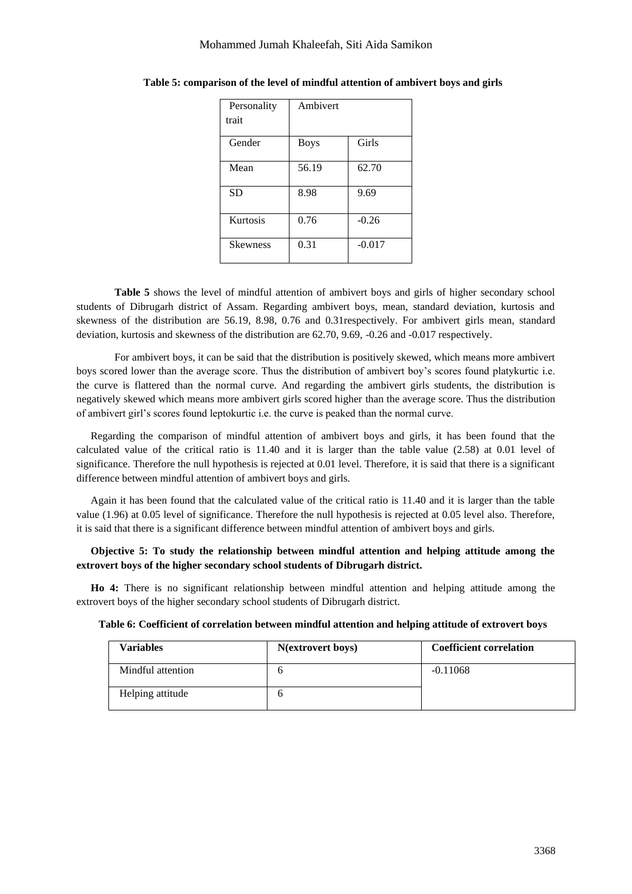**Table 5: comparison of the level of mindful attention of ambivert boys and girls**

| Personality trait | Ambivert | |
|---|---|---|
| Gender | Boys | Girls |
| Mean | 56.19 | 62.70 |
| SD | 8.98 | 9.69 |
| Kurtosis | 0.76 | -0.26 |
| Skewness | 0.31 | -0.017 |

**Table 5** shows the level of mindful attention of ambivert boys and girls of higher secondary school students of Dibrugarh district of Assam. Regarding ambivert boys, mean, standard deviation, kurtosis and skewness of the distribution are 56.19, 8.98, 0.76 and 0.31respectively. For ambivert girls mean, standard deviation, kurtosis and skewness of the distribution are 62.70, 9.69, -0.26 and -0.017 respectively.

For ambivert boys, it can be said that the distribution is positively skewed, which means more ambivert boys scored lower than the average score. Thus the distribution of ambivert boy's scores found platykurtic i.e. the curve is flattered than the normal curve. And regarding the ambivert girls students, the distribution is negatively skewed which means more ambivert girls scored higher than the average score. Thus the distribution of ambivert girl's scores found leptokurtic i.e. the curve is peaked than the normal curve.

Regarding the comparison of mindful attention of ambivert boys and girls, it has been found that the calculated value of the critical ratio is 11.40 and it is larger than the table value (2.58) at 0.01 level of significance. Therefore the null hypothesis is rejected at 0.01 level. Therefore, it is said that there is a significant difference between mindful attention of ambivert boys and girls.

Again it has been found that the calculated value of the critical ratio is 11.40 and it is larger than the table value (1.96) at 0.05 level of significance. Therefore the null hypothesis is rejected at 0.05 level also. Therefore, it is said that there is a significant difference between mindful attention of ambivert boys and girls.

**Objective 5: To study the relationship between mindful attention and helping attitude among the extrovert boys of the higher secondary school students of Dibrugarh district.**

**Ho 4:** There is no significant relationship between mindful attention and helping attitude among the extrovert boys of the higher secondary school students of Dibrugarh district.

**Table 6: Coefficient of correlation between mindful attention and helping attitude of extrovert boys**

| Variables | N(extrovert boys) | Coefficient correlation |
|---|---|---|
| Mindful attention | 6 | -0.11068 |
| Helping attitude | 6 | |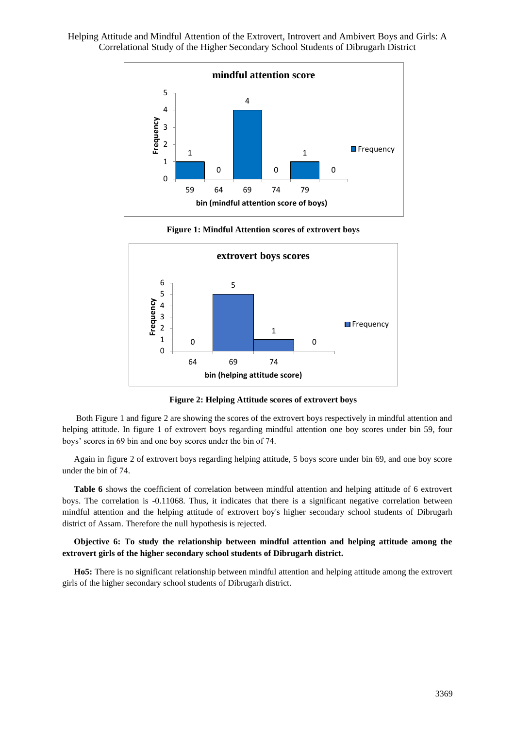**Figure 1: Mindful Attention scores of extrovert boys**

**Figure 2: Helping Attitude scores of extrovert boys**

Both Figure 1 and figure 2 are showing the scores of the extrovert boys respectively in mindful attention and helping attitude. In figure 1 of extrovert boys regarding mindful attention one boy scores under bin 59, four boys' scores in 69 bin and one boy scores under the bin of 74.

Again in figure 2 of extrovert boys regarding helping attitude, 5 boys score under bin 69, and one boy score under the bin of 74.

**Table 6** shows the coefficient of correlation between mindful attention and helping attitude of 6 extrovert boys. The correlation is -0.11068. Thus, it indicates that there is a significant negative correlation between mindful attention and the helping attitude of extrovert boy's higher secondary school students of Dibrugarh district of Assam. Therefore the null hypothesis is rejected.

**Objective 6: To study the relationship between mindful attention and helping attitude among the extrovert girls of the higher secondary school students of Dibrugarh district.**

**Ho5:** There is no significant relationship between mindful attention and helping attitude among the extrovert girls of the higher secondary school students of Dibrugarh district.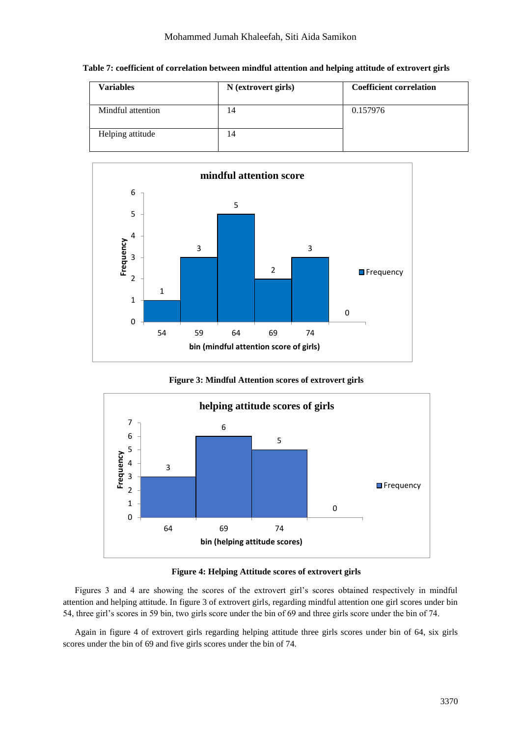**Table 7: coefficient of correlation between mindful attention and helping attitude of extrovert girls**

| Variables | N (extrovert girls) | Coefficient correlation |
|---|---|---|
| Mindful attention | 14 | 0.157976 |
| Helping attitude | 14 | |

**Figure 3: Mindful Attention scores of extrovert girls**

**Figure 4: Helping Attitude scores of extrovert girls**

Figures 3 and 4 are showing the scores of the extrovert girl's scores obtained respectively in mindful attention and helping attitude. In figure 3 of extrovert girls, regarding mindful attention one girl scores under bin 54, three girl's scores in 59 bin, two girls score under the bin of 69 and three girls score under the bin of 74.

Again in figure 4 of extrovert girls regarding helping attitude three girls scores under bin of 64, six girls scores under the bin of 69 and five girls scores under the bin of 74.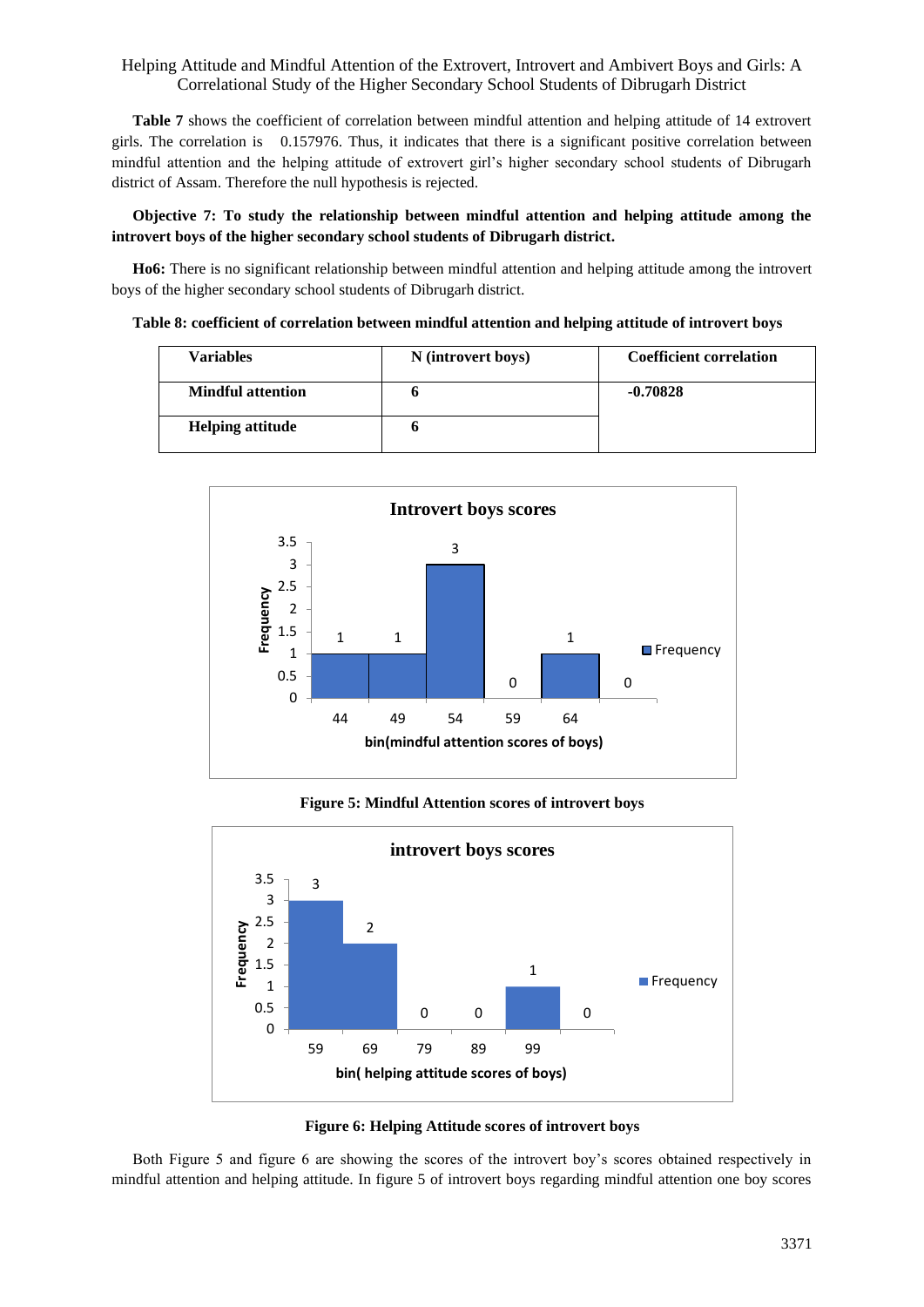**Table 7** shows the coefficient of correlation between mindful attention and helping attitude of 14 extrovert girls. The correlation is 0.157976. Thus, it indicates that there is a significant positive correlation between mindful attention and the helping attitude of extrovert girl's higher secondary school students of Dibrugarh district of Assam. Therefore the null hypothesis is rejected.

**Objective 7: To study the relationship between mindful attention and helping attitude among the introvert boys of the higher secondary school students of Dibrugarh district.**

**Ho6:** There is no significant relationship between mindful attention and helping attitude among the introvert boys of the higher secondary school students of Dibrugarh district.

**Table 8: coefficient of correlation between mindful attention and helping attitude of introvert boys**

| Variables | N (introvert boys) | Coefficient correlation |
|---|---|---|
| Mindful attention | 6 | -0.70828 |
| Helping attitude | 6 | |

**Figure 5: Mindful Attention scores of introvert boys**

**Figure 6: Helping Attitude scores of introvert boys**

Both Figure 5 and figure 6 are showing the scores of the introvert boy's scores obtained respectively in mindful attention and helping attitude. In figure 5 of introvert boys regarding mindful attention one boy scores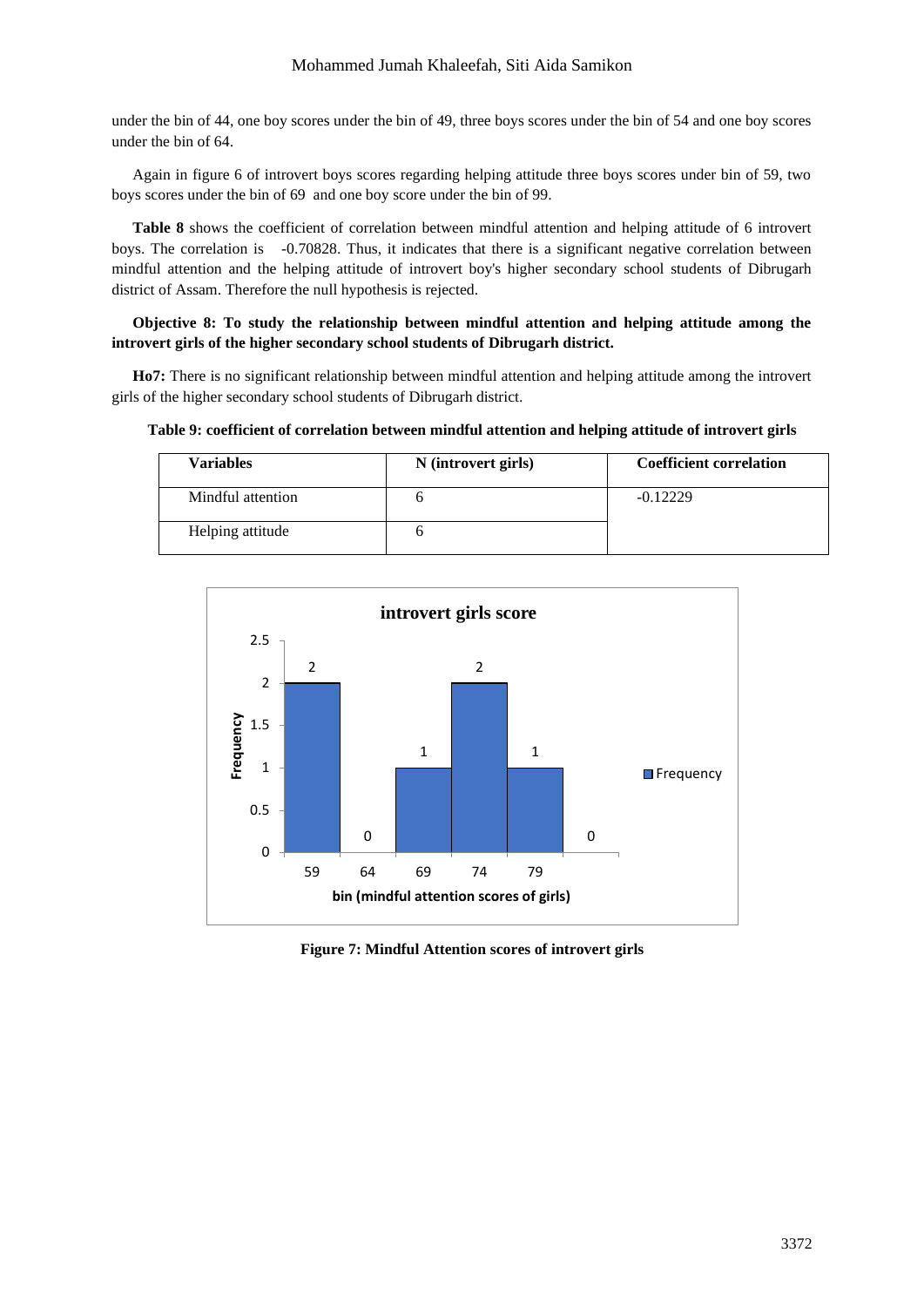under the bin of 44, one boy scores under the bin of 49, three boys scores under the bin of 54 and one boy scores under the bin of 64.

Again in figure 6 of introvert boys scores regarding helping attitude three boys scores under bin of 59, two boys scores under the bin of 69 and one boy score under the bin of 99.

**Table 8** shows the coefficient of correlation between mindful attention and helping attitude of 6 introvert boys. The correlation is -0.70828. Thus, it indicates that there is a significant negative correlation between mindful attention and the helping attitude of introvert boy's higher secondary school students of Dibrugarh district of Assam. Therefore the null hypothesis is rejected.

**Objective 8: To study the relationship between mindful attention and helping attitude among the introvert girls of the higher secondary school students of Dibrugarh district.**

**Ho7:** There is no significant relationship between mindful attention and helping attitude among the introvert girls of the higher secondary school students of Dibrugarh district.

**Table 9: coefficient of correlation between mindful attention and helping attitude of introvert girls**

| Variables | N (introvert girls) | Coefficient correlation |
|---|---|---|
| Mindful attention | 6 | -0.12229 |
| Helping attitude | 6 | |

**Figure 7: Mindful Attention scores of introvert girls**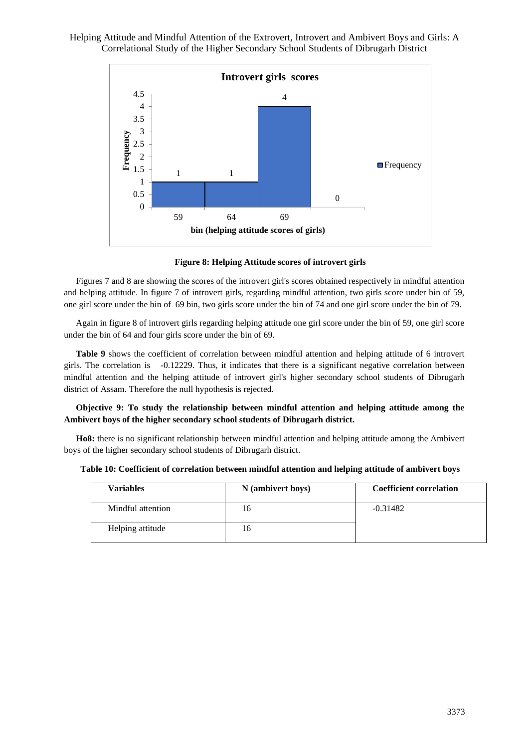Figure 8: Helping Attitude scores of introvert girls

Figures 7 and 8 are showing the scores of the introvert girl's scores obtained respectively in mindful attention and helping attitude. In figure 7 of introvert girls, regarding mindful attention, two girls score under bin of 59, one girl score under the bin of 69 bin, two girls score under the bin of 74 and one girl score under the bin of 79.

Again in figure 8 of introvert girls regarding helping attitude one girl score under the bin of 59, one girl score under the bin of 64 and four girls score under the bin of 69.

**Table 9** shows the coefficient of correlation between mindful attention and helping attitude of 6 introvert girls. The correlation is -0.12229. Thus, it indicates that there is a significant negative correlation between mindful attention and the helping attitude of introvert girl's higher secondary school students of Dibrugarh district of Assam. Therefore the null hypothesis is rejected.

**Objective 9: To study the relationship between mindful attention and helping attitude among the Ambivert boys of the higher secondary school students of Dibrugarh district.**

**Ho8:** there is no significant relationship between mindful attention and helping attitude among the Ambivert boys of the higher secondary school students of Dibrugarh district.

**Table 10: Coefficient of correlation between mindful attention and helping attitude of ambivert boys**

| Variables | N (ambivert boys) | Coefficient correlation |
|---|---|---|
| Mindful attention | 16 | -0.31482 |
| Helping attitude | 16 | |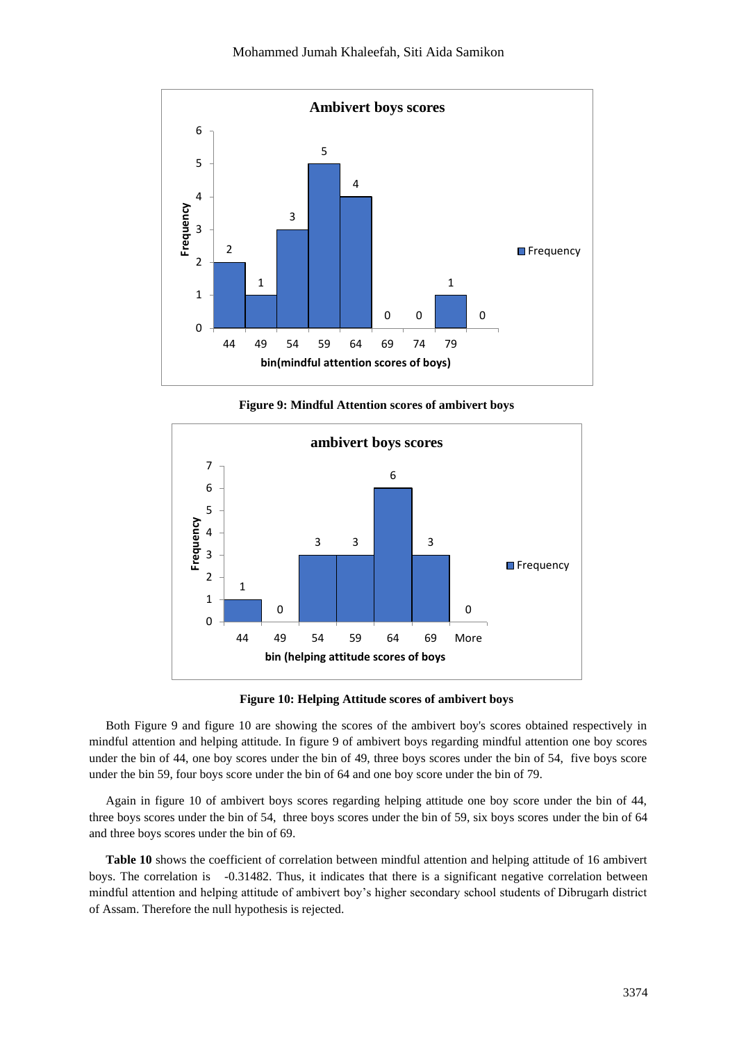**Figure 9: Mindful Attention scores of ambivert boys**

**Figure 10: Helping Attitude scores of ambivert boys**

Both Figure 9 and figure 10 are showing the scores of the ambivert boy's scores obtained respectively in mindful attention and helping attitude. In figure 9 of ambivert boys regarding mindful attention one boy scores under the bin of 44, one boy scores under the bin of 49, three boys scores under the bin of 54, five boys score under the bin 59, four boys score under the bin of 64 and one boy score under the bin of 79.

Again in figure 10 of ambivert boys scores regarding helping attitude one boy score under the bin of 44, three boys scores under the bin of 54, three boys scores under the bin of 59, six boys scores under the bin of 64 and three boys scores under the bin of 69.

**Table 10** shows the coefficient of correlation between mindful attention and helping attitude of 16 ambivert boys. The correlation is -0.31482. Thus, it indicates that there is a significant negative correlation between mindful attention and helping attitude of ambivert boy's higher secondary school students of Dibrugarh district of Assam. Therefore the null hypothesis is rejected.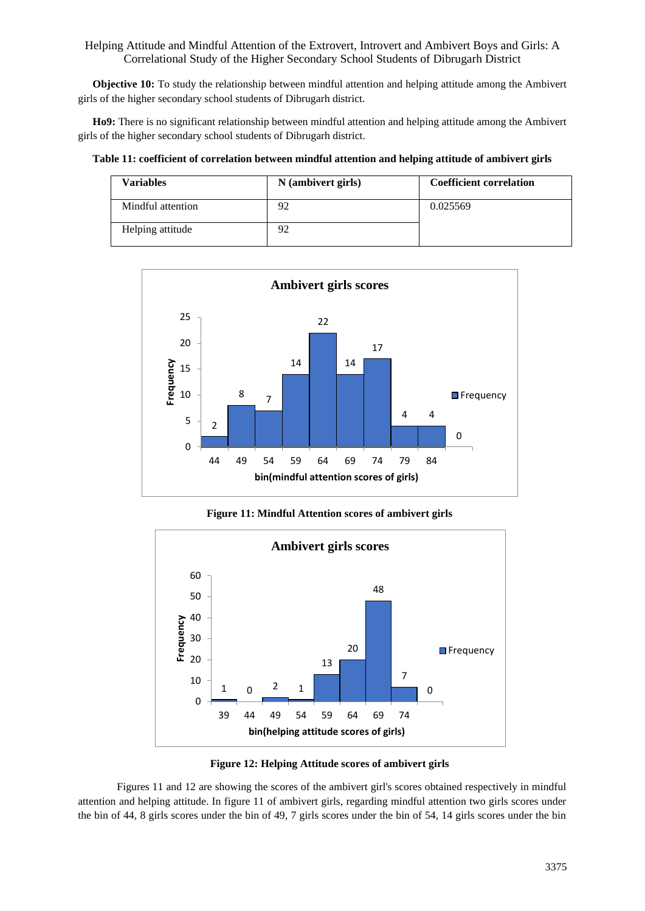**Objective 10:** To study the relationship between mindful attention and helping attitude among the Ambivert girls of the higher secondary school students of Dibrugarh district.

**Ho9:** There is no significant relationship between mindful attention and helping attitude among the Ambivert girls of the higher secondary school students of Dibrugarh district.

**Table 11: coefficient of correlation between mindful attention and helping attitude of ambivert girls**

| Variables | N (ambivert girls) | Coefficient correlation |
|---|---|---|
| Mindful attention | 92 | 0.025569 |
| Helping attitude | 92 | |

**Figure 11: Mindful Attention scores of ambivert girls**

**Figure 12: Helping Attitude scores of ambivert girls**

Figures 11 and 12 are showing the scores of the ambivert girl's scores obtained respectively in mindful attention and helping attitude. In figure 11 of ambivert girls, regarding mindful attention two girls scores under the bin of 44, 8 girls scores under the bin of 49, 7 girls scores under the bin of 54, 14 girls scores under the bin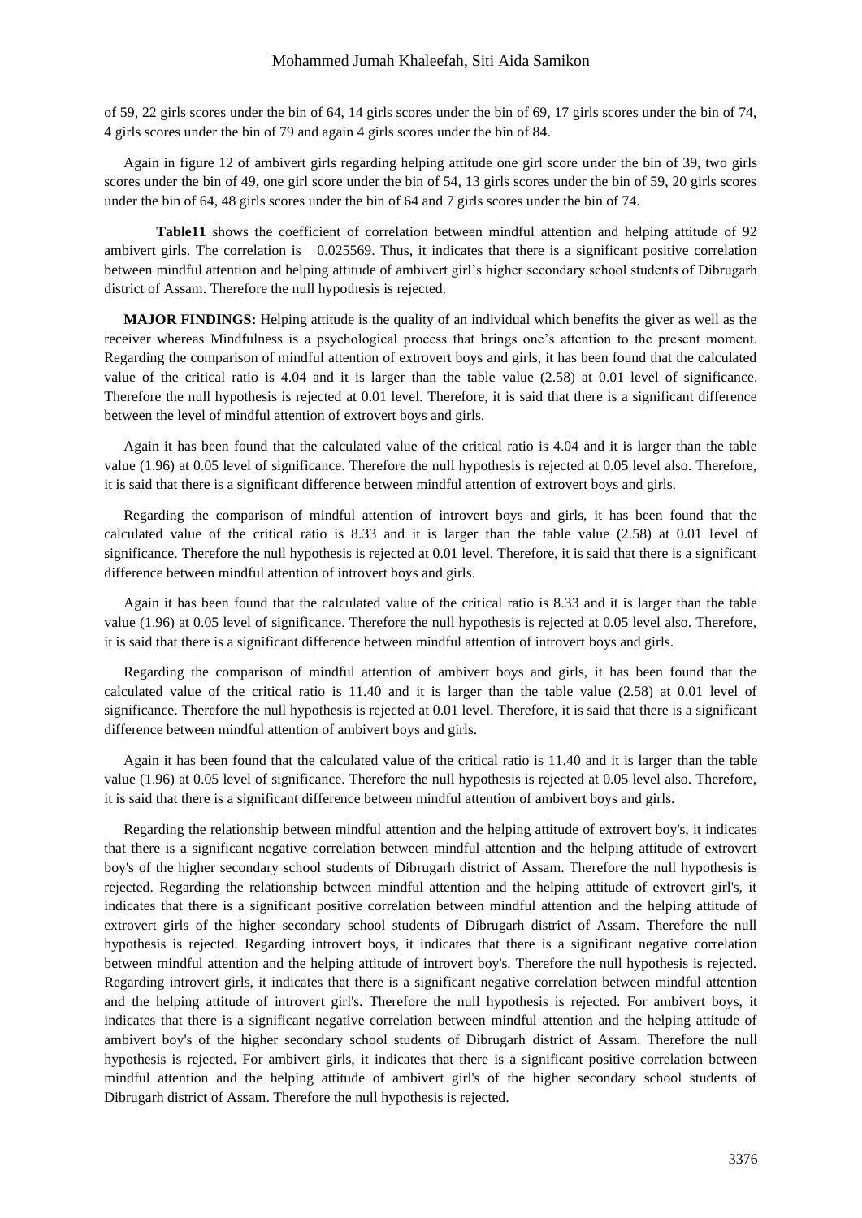of 59, 22 girls scores under the bin of 64, 14 girls scores under the bin of 69, 17 girls scores under the bin of 74, 4 girls scores under the bin of 79 and again 4 girls scores under the bin of 84.

Again in figure 12 of ambivert girls regarding helping attitude one girl score under the bin of 39, two girls scores under the bin of 49, one girl score under the bin of 54, 13 girls scores under the bin of 59, 20 girls scores under the bin of 64, 48 girls scores under the bin of 64 and 7 girls scores under the bin of 74.

**Table11** shows the coefficient of correlation between mindful attention and helping attitude of 92 ambivert girls. The correlation is 0.025569. Thus, it indicates that there is a significant positive correlation between mindful attention and helping attitude of ambivert girl's higher secondary school students of Dibrugarh district of Assam. Therefore the null hypothesis is rejected.

**MAJOR FINDINGS:** Helping attitude is the quality of an individual which benefits the giver as well as the receiver whereas Mindfulness is a psychological process that brings one's attention to the present moment. Regarding the comparison of mindful attention of extrovert boys and girls, it has been found that the calculated value of the critical ratio is 4.04 and it is larger than the table value (2.58) at 0.01 level of significance. Therefore the null hypothesis is rejected at 0.01 level. Therefore, it is said that there is a significant difference between the level of mindful attention of extrovert boys and girls.

Again it has been found that the calculated value of the critical ratio is 4.04 and it is larger than the table value (1.96) at 0.05 level of significance. Therefore the null hypothesis is rejected at 0.05 level also. Therefore, it is said that there is a significant difference between mindful attention of extrovert boys and girls.

Regarding the comparison of mindful attention of introvert boys and girls, it has been found that the calculated value of the critical ratio is 8.33 and it is larger than the table value (2.58) at 0.01 level of significance. Therefore the null hypothesis is rejected at 0.01 level. Therefore, it is said that there is a significant difference between mindful attention of introvert boys and girls.

Again it has been found that the calculated value of the critical ratio is 8.33 and it is larger than the table value (1.96) at 0.05 level of significance. Therefore the null hypothesis is rejected at 0.05 level also. Therefore, it is said that there is a significant difference between mindful attention of introvert boys and girls.

Regarding the comparison of mindful attention of ambivert boys and girls, it has been found that the calculated value of the critical ratio is 11.40 and it is larger than the table value (2.58) at 0.01 level of significance. Therefore the null hypothesis is rejected at 0.01 level. Therefore, it is said that there is a significant difference between mindful attention of ambivert boys and girls.

Again it has been found that the calculated value of the critical ratio is 11.40 and it is larger than the table value (1.96) at 0.05 level of significance. Therefore the null hypothesis is rejected at 0.05 level also. Therefore, it is said that there is a significant difference between mindful attention of ambivert boys and girls.

Regarding the relationship between mindful attention and the helping attitude of extrovert boy's, it indicates that there is a significant negative correlation between mindful attention and the helping attitude of extrovert boy's of the higher secondary school students of Dibrugarh district of Assam. Therefore the null hypothesis is rejected. Regarding the relationship between mindful attention and the helping attitude of extrovert girl's, it indicates that there is a significant positive correlation between mindful attention and the helping attitude of extrovert girls of the higher secondary school students of Dibrugarh district of Assam. Therefore the null hypothesis is rejected. Regarding introvert boys, it indicates that there is a significant negative correlation between mindful attention and the helping attitude of introvert boy's. Therefore the null hypothesis is rejected. Regarding introvert girls, it indicates that there is a significant negative correlation between mindful attention and the helping attitude of introvert girl's. Therefore the null hypothesis is rejected. For ambivert boys, it indicates that there is a significant negative correlation between mindful attention and the helping attitude of ambivert boy's of the higher secondary school students of Dibrugarh district of Assam. Therefore the null hypothesis is rejected. For ambivert girls, it indicates that there is a significant positive correlation between mindful attention and the helping attitude of ambivert girl's of the higher secondary school students of Dibrugarh district of Assam. Therefore the null hypothesis is rejected.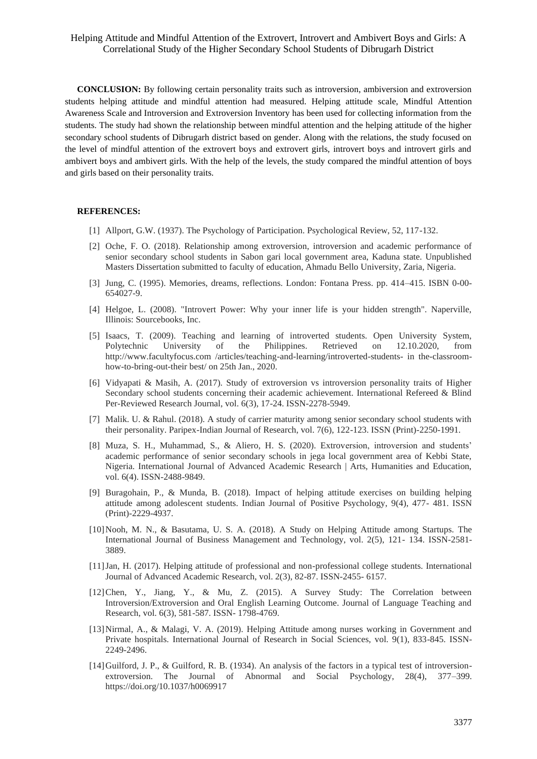**CONCLUSION:** By following certain personality traits such as introversion, ambiversion and extroversion students helping attitude and mindful attention had measured. Helping attitude scale, Mindful Attention Awareness Scale and Introversion and Extroversion Inventory has been used for collecting information from the students. The study had shown the relationship between mindful attention and the helping attitude of the higher secondary school students of Dibrugarh district based on gender. Along with the relations, the study focused on the level of mindful attention of the extrovert boys and extrovert girls, introvert boys and introvert girls and ambivert boys and ambivert girls. With the help of the levels, the study compared the mindful attention of boys and girls based on their personality traits.

**REFERENCES:**

[1] Allport, G.W. (1937). The Psychology of Participation. Psychological Review, 52, 117-132.

[2] Oche, F. O. (2018). Relationship among extroversion, introversion and academic performance of senior secondary school students in Sabon gari local government area, Kaduna state. Unpublished Masters Dissertation submitted to faculty of education, Ahmadu Bello University, Zaria, Nigeria.

[3] Jung, C. (1995). Memories, dreams, reflections. London: Fontana Press. pp. 414–415. ISBN 0-00-654027-9.

[4] Helgoe, L. (2008). "Introvert Power: Why your inner life is your hidden strength". Naperville, Illinois: Sourcebooks, Inc.

[5] Isaacs, T. (2009). Teaching and learning of introverted students. Open University System, Polytechnic University of the Philippines. Retrieved on 12.10.2020, from http://www.facultyfocus.com /articles/teaching-and-learning/introverted-students- in the-classroom-how-to-bring-out-their best/ on 25th Jan., 2020.

[6] Vidyapati & Masih, A. (2017). Study of extroversion vs introversion personality traits of Higher Secondary school students concerning their academic achievement. International Refereed & Blind Per-Reviewed Research Journal, vol. 6(3), 17-24. ISSN-2278-5949.

[7] Malik. U. & Rahul. (2018). A study of carrier maturity among senior secondary school students with their personality. Paripex-Indian Journal of Research, vol. 7(6), 122-123. ISSN (Print)-2250-1991.

[8] Muza, S. H., Muhammad, S., & Aliero, H. S. (2020). Extroversion, introversion and students' academic performance of senior secondary schools in jega local government area of Kebbi State, Nigeria. International Journal of Advanced Academic Research | Arts, Humanities and Education, vol. 6(4). ISSN-2488-9849.

[9] Buragohain, P., & Munda, B. (2018). Impact of helping attitude exercises on building helping attitude among adolescent students. Indian Journal of Positive Psychology, 9(4), 477- 481. ISSN (Print)-2229-4937.

[10] Nooh, M. N., & Basutama, U. S. A. (2018). A Study on Helping Attitude among Startups. The International Journal of Business Management and Technology, vol. 2(5), 121- 134. ISSN-2581-3889.

[11] Jan, H. (2017). Helping attitude of professional and non-professional college students. International Journal of Advanced Academic Research, vol. 2(3), 82-87. ISSN-2455- 6157.

[12] Chen, Y., Jiang, Y., & Mu, Z. (2015). A Survey Study: The Correlation between Introversion/Extroversion and Oral English Learning Outcome. Journal of Language Teaching and Research, vol. 6(3), 581-587. ISSN- 1798-4769.

[13] Nirmal, A., & Malagi, V. A. (2019). Helping Attitude among nurses working in Government and Private hospitals. International Journal of Research in Social Sciences, vol. 9(1), 833-845. ISSN-2249-2496.

[14] Guilford, J. P., & Guilford, R. B. (1934). An analysis of the factors in a typical test of introversion-extroversion. The Journal of Abnormal and Social Psychology, 28(4), 377–399. https://doi.org/10.1037/h0069917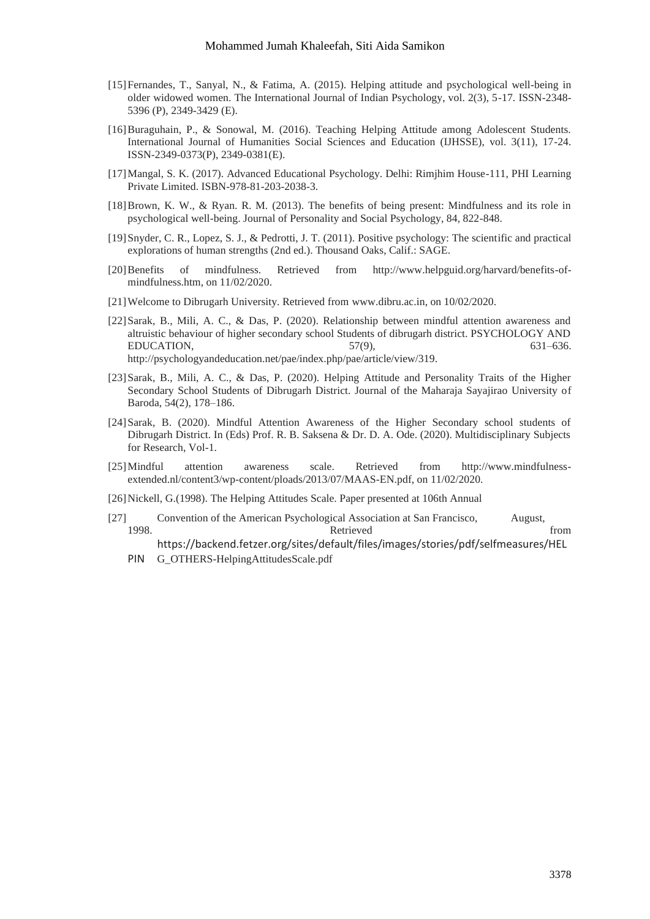[15] Fernandes, T., Sanyal, N., & Fatima, A. (2015). Helping attitude and psychological well-being in older widowed women. The International Journal of Indian Psychology, vol. 2(3), 5-17. ISSN-2348-5396 (P), 2349-3429 (E).

[16] Buraguhain, P., & Sonowal, M. (2016). Teaching Helping Attitude among Adolescent Students. International Journal of Humanities Social Sciences and Education (IJHSSE), vol. 3(11), 17-24. ISSN-2349-0373(P), 2349-0381(E).

[17] Mangal, S. K. (2017). Advanced Educational Psychology. Delhi: Rimjhim House-111, PHI Learning Private Limited. ISBN-978-81-203-2038-3.

[18] Brown, K. W., & Ryan. R. M. (2013). The benefits of being present: Mindfulness and its role in psychological well-being. Journal of Personality and Social Psychology, 84, 822-848.

[19] Snyder, C. R., Lopez, S. J., & Pedrotti, J. T. (2011). Positive psychology: The scientific and practical explorations of human strengths (2nd ed.). Thousand Oaks, Calif.: SAGE.

[20] Benefits of mindfulness. Retrieved from http://www.helpguid.org/harvard/benefits-of-mindfulness.htm, on 11/02/2020.

[21] Welcome to Dibrugarh University. Retrieved from www.dibru.ac.in, on 10/02/2020.

[22] Sarak, B., Mili, A. C., & Das, P. (2020). Relationship between mindful attention awareness and altruistic behaviour of higher secondary school Students of dibrugarh district. PSYCHOLOGY AND EDUCATION, 57(9), 631–636. http://psychologyandeducation.net/pae/index.php/pae/article/view/319.

[23] Sarak, B., Mili, A. C., & Das, P. (2020). Helping Attitude and Personality Traits of the Higher Secondary School Students of Dibrugarh District. Journal of the Maharaja Sayajirao University of Baroda, 54(2), 178–186.

[24] Sarak, B. (2020). Mindful Attention Awareness of the Higher Secondary school students of Dibrugarh District. In (Eds) Prof. R. B. Saksena & Dr. D. A. Ode. (2020). Multidisciplinary Subjects for Research, Vol-1.

[25] Mindful attention awareness scale. Retrieved from http://www.mindfulness-extended.nl/content3/wp-content/ploads/2013/07/MAAS-EN.pdf, on 11/02/2020.

[26] Nickell, G.(1998). The Helping Attitudes Scale. Paper presented at 106th Annual

[27] Convention of the American Psychological Association at San Francisco, August, 1998. Retrieved from https://backend.fetzer.org/sites/default/files/images/stories/pdf/selfmeasures/HELPIN G_OTHERS-HelpingAttitudesScale.pdf